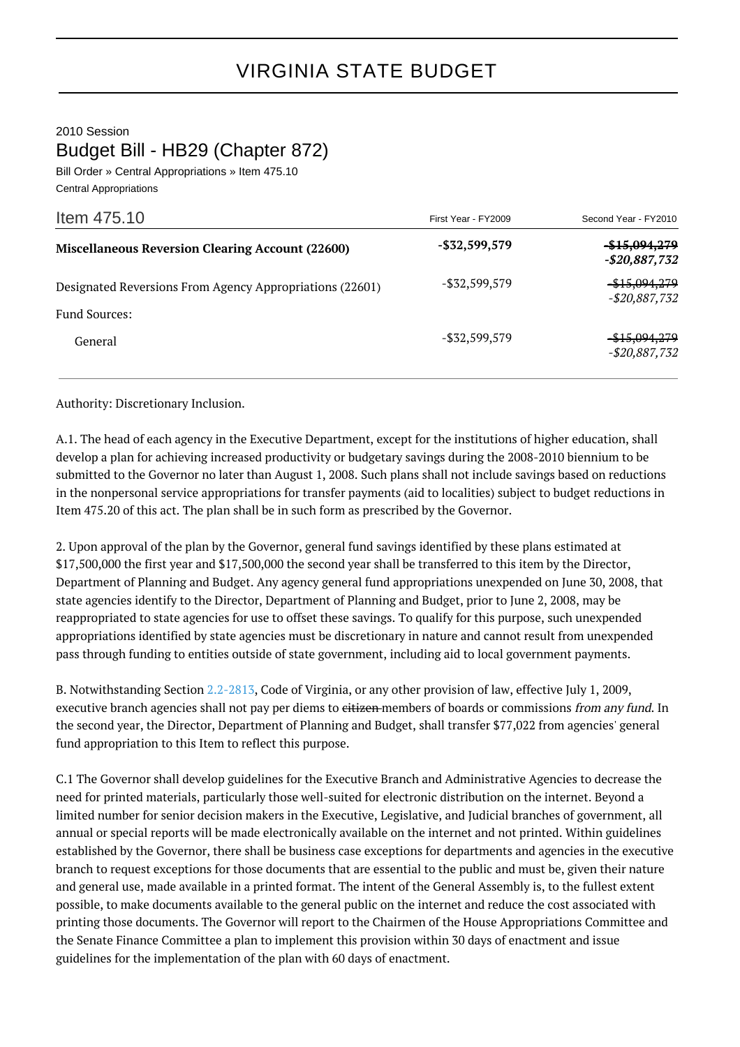# VIRGINIA STATE BUDGET

2010 Session

## Budget Bill - HB29 (Chapter 872)

Bill Order » Central Appropriations » Item 475.10

Central Appropriations

| Item 475.10 | First Year - FY2009 | Second Year - FY2010 |
|---|---|---|
| **Miscellaneous Reversion Clearing Account (22600)** | **-$32,599,579** | **~~-$15,094,279~~** ***-$20,887,732*** |
| Designated Reversions From Agency Appropriations (22601) | -$32,599,579 | ~~-$15,094,279~~ *-$20,887,732* |
| Fund Sources: | | |
| General | -$32,599,579 | ~~-$15,094,279~~ *-$20,887,732* |

Authority: Discretionary Inclusion.

A.1. The head of each agency in the Executive Department, except for the institutions of higher education, shall develop a plan for achieving increased productivity or budgetary savings during the 2008-2010 biennium to be submitted to the Governor no later than August 1, 2008. Such plans shall not include savings based on reductions in the nonpersonal service appropriations for transfer payments (aid to localities) subject to budget reductions in Item 475.20 of this act. The plan shall be in such form as prescribed by the Governor.

2. Upon approval of the plan by the Governor, general fund savings identified by these plans estimated at $17,500,000 the first year and $17,500,000 the second year shall be transferred to this item by the Director, Department of Planning and Budget. Any agency general fund appropriations unexpended on June 30, 2008, that state agencies identify to the Director, Department of Planning and Budget, prior to June 2, 2008, may be reappropriated to state agencies for use to offset these savings. To qualify for this purpose, such unexpended appropriations identified by state agencies must be discretionary in nature and cannot result from unexpended pass through funding to entities outside of state government, including aid to local government payments.

B. Notwithstanding Section 2.2-2813, Code of Virginia, or any other provision of law, effective July 1, 2009, executive branch agencies shall not pay per diems to ~~citizen~~ members of boards or commissions *from any fund*. In the second year, the Director, Department of Planning and Budget, shall transfer $77,022 from agencies' general fund appropriation to this Item to reflect this purpose.

C.1 The Governor shall develop guidelines for the Executive Branch and Administrative Agencies to decrease the need for printed materials, particularly those well-suited for electronic distribution on the internet. Beyond a limited number for senior decision makers in the Executive, Legislative, and Judicial branches of government, all annual or special reports will be made electronically available on the internet and not printed. Within guidelines established by the Governor, there shall be business case exceptions for departments and agencies in the executive branch to request exceptions for those documents that are essential to the public and must be, given their nature and general use, made available in a printed format. The intent of the General Assembly is, to the fullest extent possible, to make documents available to the general public on the internet and reduce the cost associated with printing those documents. The Governor will report to the Chairmen of the House Appropriations Committee and the Senate Finance Committee a plan to implement this provision within 30 days of enactment and issue guidelines for the implementation of the plan with 60 days of enactment.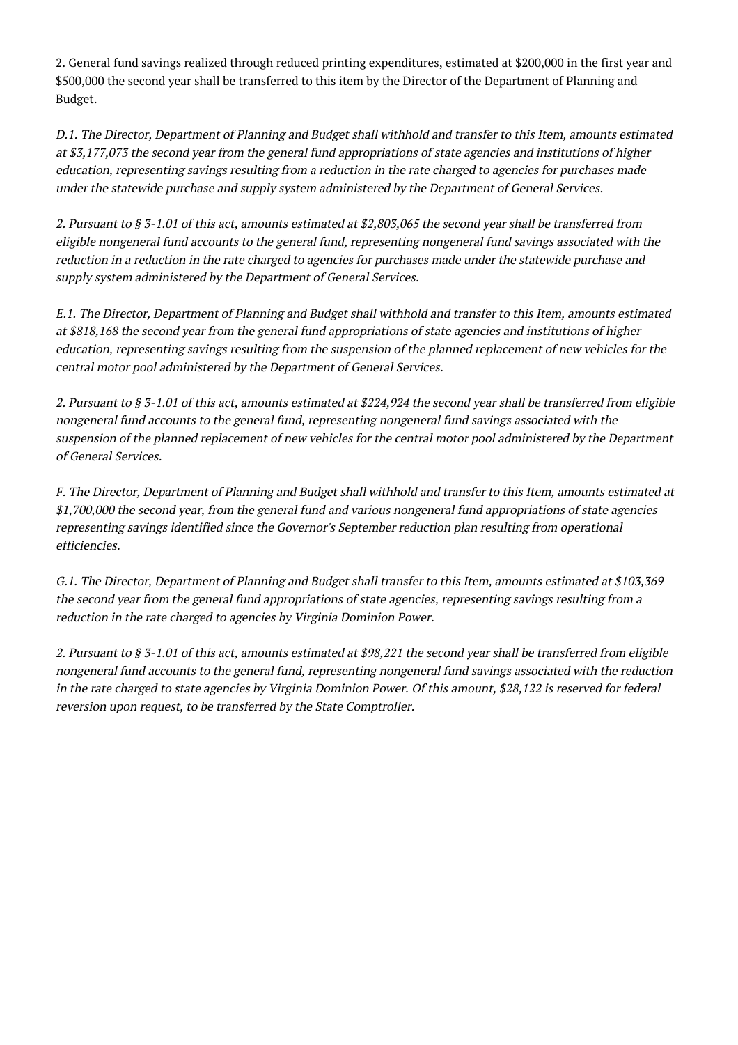2. General fund savings realized through reduced printing expenditures, estimated at $200,000 in the first year and $500,000 the second year shall be transferred to this item by the Director of the Department of Planning and Budget.

*D.1. The Director, Department of Planning and Budget shall withhold and transfer to this Item, amounts estimated at $3,177,073 the second year from the general fund appropriations of state agencies and institutions of higher education, representing savings resulting from a reduction in the rate charged to agencies for purchases made under the statewide purchase and supply system administered by the Department of General Services.*

*2. Pursuant to § 3-1.01 of this act, amounts estimated at $2,803,065 the second year shall be transferred from eligible nongeneral fund accounts to the general fund, representing nongeneral fund savings associated with the reduction in a reduction in the rate charged to agencies for purchases made under the statewide purchase and supply system administered by the Department of General Services.*

*E.1. The Director, Department of Planning and Budget shall withhold and transfer to this Item, amounts estimated at $818,168 the second year from the general fund appropriations of state agencies and institutions of higher education, representing savings resulting from the suspension of the planned replacement of new vehicles for the central motor pool administered by the Department of General Services.*

*2. Pursuant to § 3-1.01 of this act, amounts estimated at $224,924 the second year shall be transferred from eligible nongeneral fund accounts to the general fund, representing nongeneral fund savings associated with the suspension of the planned replacement of new vehicles for the central motor pool administered by the Department of General Services.*

*F. The Director, Department of Planning and Budget shall withhold and transfer to this Item, amounts estimated at $1,700,000 the second year, from the general fund and various nongeneral fund appropriations of state agencies representing savings identified since the Governor's September reduction plan resulting from operational efficiencies.*

*G.1. The Director, Department of Planning and Budget shall transfer to this Item, amounts estimated at $103,369 the second year from the general fund appropriations of state agencies, representing savings resulting from a reduction in the rate charged to agencies by Virginia Dominion Power.*

*2. Pursuant to § 3-1.01 of this act, amounts estimated at $98,221 the second year shall be transferred from eligible nongeneral fund accounts to the general fund, representing nongeneral fund savings associated with the reduction in the rate charged to state agencies by Virginia Dominion Power. Of this amount, $28,122 is reserved for federal reversion upon request, to be transferred by the State Comptroller.*